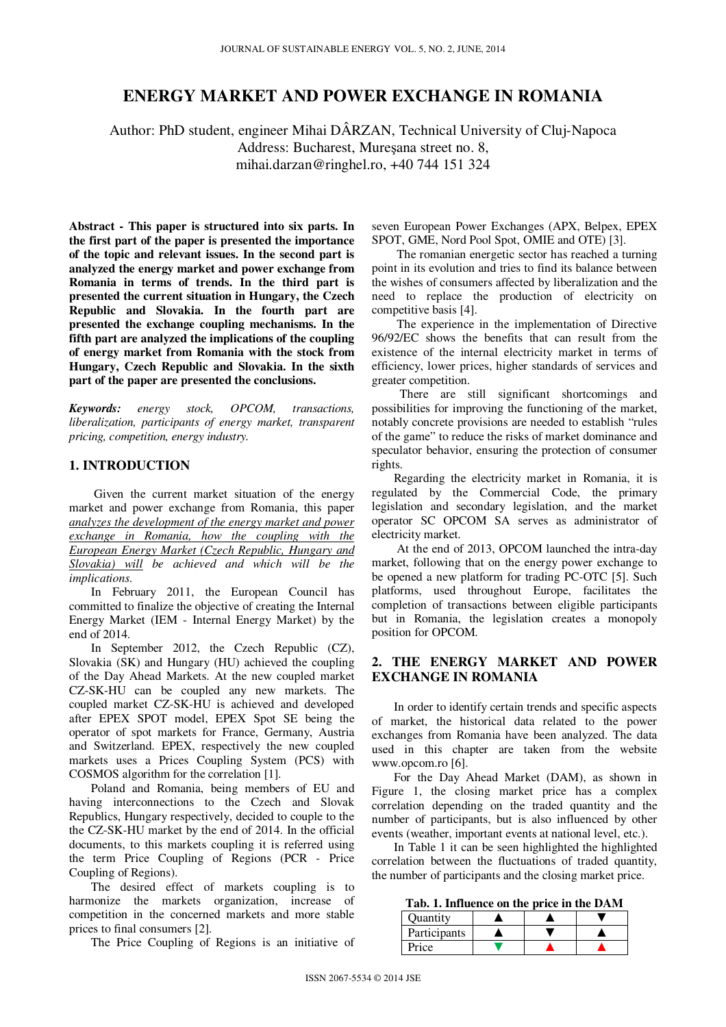# ENERGY MARKET AND POWER EXCHANGE IN ROMANIA

Author: PhD student, engineer Mihai DÂRZAN, Technical University of Cluj-Napoca
Address: Bucharest, Mureşana street no. 8,
mihai.darzan@ringhel.ro, +40 744 151 324

**Abstract - This paper is structured into six parts. In the first part of the paper is presented the importance of the topic and relevant issues. In the second part is analyzed the energy market and power exchange from Romania in terms of trends. In the third part is presented the current situation in Hungary, the Czech Republic and Slovakia. In the fourth part are presented the exchange coupling mechanisms. In the fifth part are analyzed the implications of the coupling of energy market from Romania with the stock from Hungary, Czech Republic and Slovakia. In the sixth part of the paper are presented the conclusions.**

***Keywords:*** *energy stock, OPCOM, transactions, liberalization, participants of energy market, transparent pricing, competition, energy industry.*

## 1. INTRODUCTION

Given the current market situation of the energy market and power exchange from Romania, this paper *analyzes the development of the energy market and power exchange in Romania, how the coupling with the European Energy Market (Czech Republic, Hungary and Slovakia) will be achieved and which will be the implications.*

In February 2011, the European Council has committed to finalize the objective of creating the Internal Energy Market (IEM - Internal Energy Market) by the end of 2014.

In September 2012, the Czech Republic (CZ), Slovakia (SK) and Hungary (HU) achieved the coupling of the Day Ahead Markets. At the new coupled market CZ-SK-HU can be coupled any new markets. The coupled market CZ-SK-HU is achieved and developed after EPEX SPOT model, EPEX Spot SE being the operator of spot markets for France, Germany, Austria and Switzerland. EPEX, respectively the new coupled markets uses a Prices Coupling System (PCS) with COSMOS algorithm for the correlation [1].

Poland and Romania, being members of EU and having interconnections to the Czech and Slovak Republics, Hungary respectively, decided to couple to the the CZ-SK-HU market by the end of 2014. In the official documents, to this markets coupling it is referred using the term Price Coupling of Regions (PCR - Price Coupling of Regions).

The desired effect of markets coupling is to harmonize the markets organization, increase of competition in the concerned markets and more stable prices to final consumers [2].

The Price Coupling of Regions is an initiative of seven European Power Exchanges (APX, Belpex, EPEX SPOT, GME, Nord Pool Spot, OMIE and OTE) [3].

The romanian energetic sector has reached a turning point in its evolution and tries to find its balance between the wishes of consumers affected by liberalization and the need to replace the production of electricity on competitive basis [4].

The experience in the implementation of Directive 96/92/EC shows the benefits that can result from the existence of the internal electricity market in terms of efficiency, lower prices, higher standards of services and greater competition.

There are still significant shortcomings and possibilities for improving the functioning of the market, notably concrete provisions are needed to establish "rules of the game" to reduce the risks of market dominance and speculator behavior, ensuring the protection of consumer rights.

Regarding the electricity market in Romania, it is regulated by the Commercial Code, the primary legislation and secondary legislation, and the market operator SC OPCOM SA serves as administrator of electricity market.

At the end of 2013, OPCOM launched the intra-day market, following that on the energy power exchange to be opened a new platform for trading PC-OTC [5]. Such platforms, used throughout Europe, facilitates the completion of transactions between eligible participants but in Romania, the legislation creates a monopoly position for OPCOM.

## 2. THE ENERGY MARKET AND POWER EXCHANGE IN ROMANIA

In order to identify certain trends and specific aspects of market, the historical data related to the power exchanges from Romania have been analyzed. The data used in this chapter are taken from the website www.opcom.ro [6].

For the Day Ahead Market (DAM), as shown in Figure 1, the closing market price has a complex correlation depending on the traded quantity and the number of participants, but is also influenced by other events (weather, important events at national level, etc.).

In Table 1 it can be seen highlighted the highlighted correlation between the fluctuations of traded quantity, the number of participants and the closing market price.

**Tab. 1. Influence on the price in the DAM**

| Quantity | ▲ | ▲ | ▼ |
|---|---|---|---|
| Participants | ▲ | ▼ | ▲ |
| Price | ▼ | ▲ | ▲ |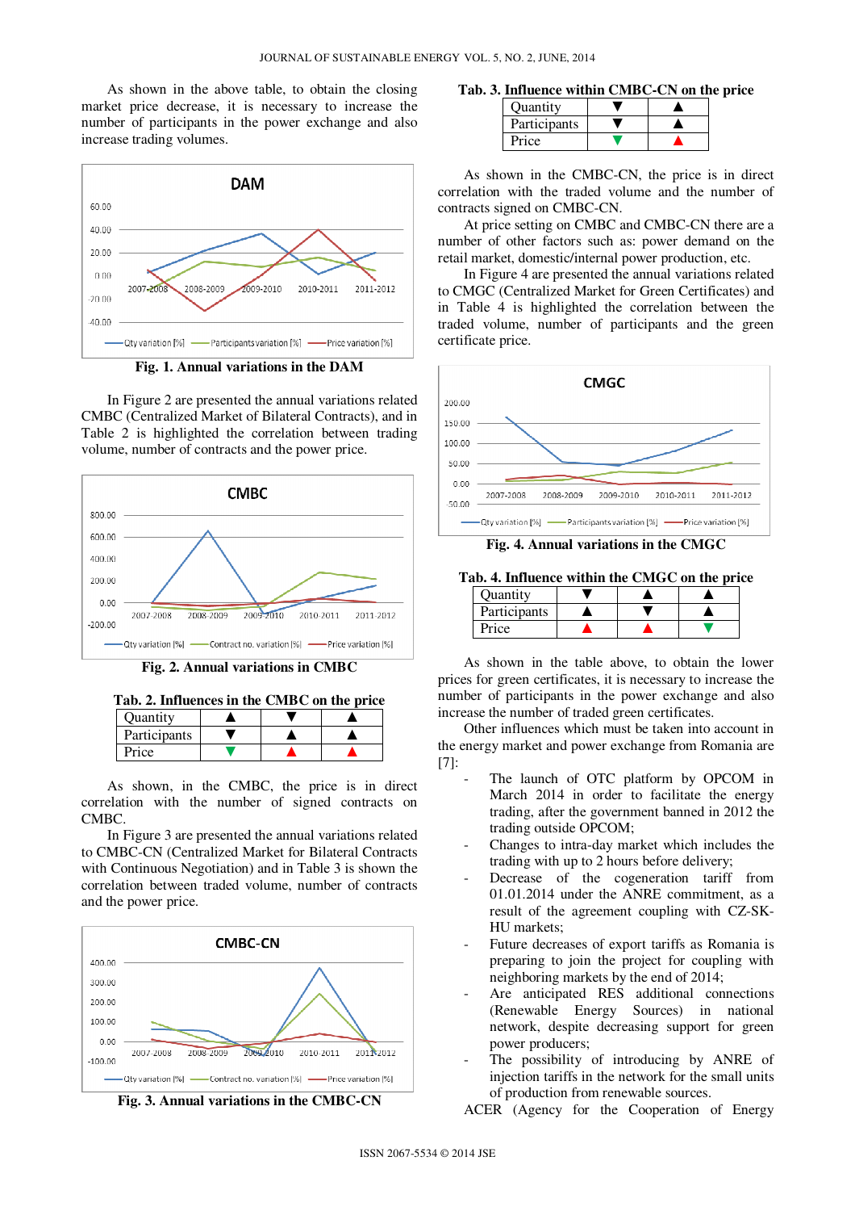As shown in the above table, to obtain the closing market price decrease, it is necessary to increase the number of participants in the power exchange and also increase trading volumes.

**Fig. 1. Annual variations in the DAM**

In Figure 2 are presented the annual variations related CMBC (Centralized Market of Bilateral Contracts), and in Table 2 is highlighted the correlation between trading volume, number of contracts and the power price.

**Fig. 2. Annual variations in CMBC**

**Tab. 2. Influences in the CMBC on the price**

| | | | |
|---|---|---|---|
| Quantity | ▲ | ▼ | ▲ |
| Participants | ▼ | ▲ | ▲ |
| Price | ▼ | ▲ | ▲ |

As shown, in the CMBC, the price is in direct correlation with the number of signed contracts on CMBC.

In Figure 3 are presented the annual variations related to CMBC-CN (Centralized Market for Bilateral Contracts with Continuous Negotiation) and in Table 3 is shown the correlation between traded volume, number of contracts and the power price.

**Fig. 3. Annual variations in the CMBC-CN**

**Tab. 3. Influence within CMBC-CN on the price**

| | | |
|---|---|---|
| Quantity | ▼ | ▲ |
| Participants | ▼ | ▲ |
| Price | ▼ | ▲ |

As shown in the CMBC-CN, the price is in direct correlation with the traded volume and the number of contracts signed on CMBC-CN.

At price setting on CMBC and CMBC-CN there are a number of other factors such as: power demand on the retail market, domestic/internal power production, etc.

In Figure 4 are presented the annual variations related to CMGC (Centralized Market for Green Certificates) and in Table 4 is highlighted the correlation between the traded volume, number of participants and the green certificate price.

**Fig. 4. Annual variations in the CMGC**

**Tab. 4. Influence within the CMGC on the price**

| | | | |
|---|---|---|---|
| Quantity | ▼ | ▲ | ▲ |
| Participants | ▲ | ▼ | ▲ |
| Price | ▲ | ▲ | ▼ |

As shown in the table above, to obtain the lower prices for green certificates, it is necessary to increase the number of participants in the power exchange and also increase the number of traded green certificates.

Other influences which must be taken into account in the energy market and power exchange from Romania are [7]:

- The launch of OTC platform by OPCOM in March 2014 in order to facilitate the energy trading, after the government banned in 2012 the trading outside OPCOM;
- Changes to intra-day market which includes the trading with up to 2 hours before delivery;
- Decrease of the cogeneration tariff from 01.01.2014 under the ANRE commitment, as a result of the agreement coupling with CZ-SK-HU markets;
- Future decreases of export tariffs as Romania is preparing to join the project for coupling with neighboring markets by the end of 2014;
- Are anticipated RES additional connections (Renewable Energy Sources) in national network, despite decreasing support for green power producers;
- The possibility of introducing by ANRE of injection tariffs in the network for the small units of production from renewable sources.

ACER (Agency for the Cooperation of Energy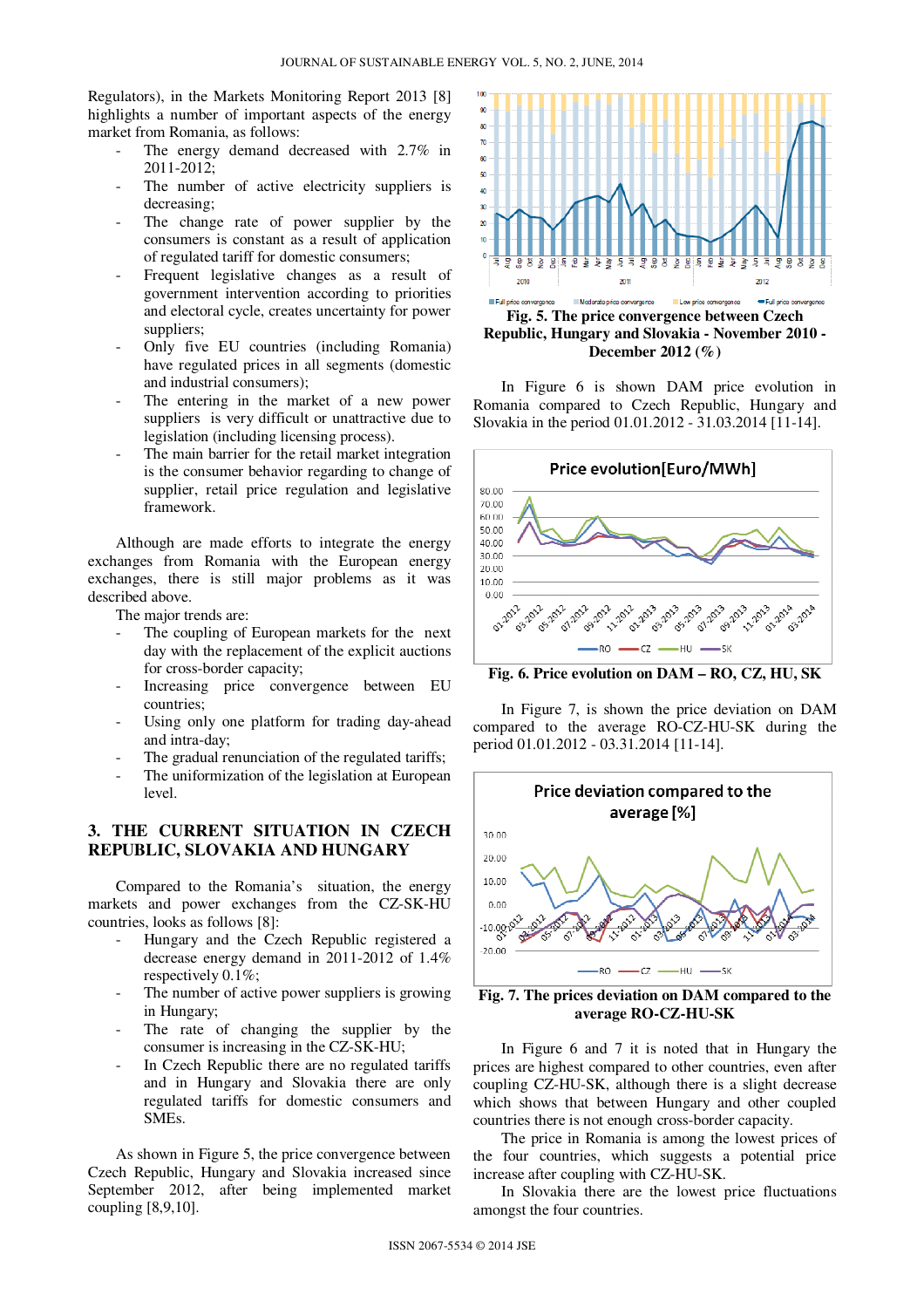Regulators), in the Markets Monitoring Report 2013 [8] highlights a number of important aspects of the energy market from Romania, as follows:

- The energy demand decreased with 2.7% in 2011-2012;
- The number of active electricity suppliers is decreasing;
- The change rate of power supplier by the consumers is constant as a result of application of regulated tariff for domestic consumers;
- Frequent legislative changes as a result of government intervention according to priorities and electoral cycle, creates uncertainty for power suppliers;
- Only five EU countries (including Romania) have regulated prices in all segments (domestic and industrial consumers);
- The entering in the market of a new power suppliers is very difficult or unattractive due to legislation (including licensing process).
- The main barrier for the retail market integration is the consumer behavior regarding to change of supplier, retail price regulation and legislative framework.

Although are made efforts to integrate the energy exchanges from Romania with the European energy exchanges, there is still major problems as it was described above.

The major trends are:

- The coupling of European markets for the next day with the replacement of the explicit auctions for cross-border capacity;
- Increasing price convergence between EU countries;
- Using only one platform for trading day-ahead and intra-day;
- The gradual renunciation of the regulated tariffs;
- The uniformization of the legislation at European level.

## 3. THE CURRENT SITUATION IN CZECH REPUBLIC, SLOVAKIA AND HUNGARY

Compared to the Romania's situation, the energy markets and power exchanges from the CZ-SK-HU countries, looks as follows [8]:

- Hungary and the Czech Republic registered a decrease energy demand in 2011-2012 of 1.4% respectively 0.1%;
- The number of active power suppliers is growing in Hungary;
- The rate of changing the supplier by the consumer is increasing in the CZ-SK-HU;
- In Czech Republic there are no regulated tariffs and in Hungary and Slovakia there are only regulated tariffs for domestic consumers and SMEs.

As shown in Figure 5, the price convergence between Czech Republic, Hungary and Slovakia increased since September 2012, after being implemented market coupling [8,9,10].

**Fig. 5. The price convergence between Czech Republic, Hungary and Slovakia - November 2010 - December 2012 (%)**

In Figure 6 is shown DAM price evolution in Romania compared to Czech Republic, Hungary and Slovakia in the period 01.01.2012 - 31.03.2014 [11-14].

**Fig. 6. Price evolution on DAM – RO, CZ, HU, SK**

In Figure 7, is shown the price deviation on DAM compared to the average RO-CZ-HU-SK during the period 01.01.2012 - 03.31.2014 [11-14].

**Fig. 7. The prices deviation on DAM compared to the average RO-CZ-HU-SK**

In Figure 6 and 7 it is noted that in Hungary the prices are highest compared to other countries, even after coupling CZ-HU-SK, although there is a slight decrease which shows that between Hungary and other coupled countries there is not enough cross-border capacity.

The price in Romania is among the lowest prices of the four countries, which suggests a potential price increase after coupling with CZ-HU-SK.

In Slovakia there are the lowest price fluctuations amongst the four countries.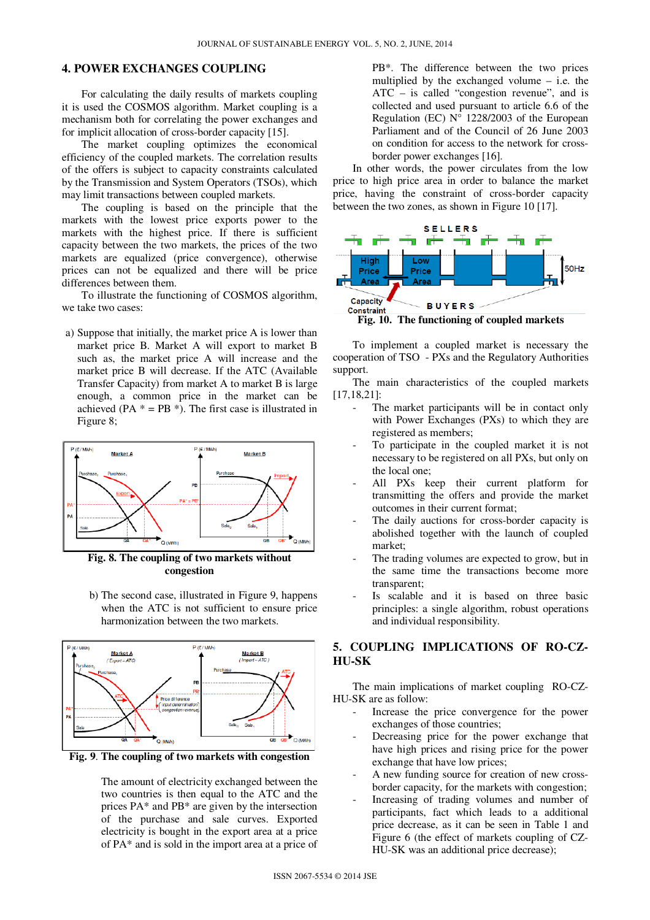## 4. POWER EXCHANGES COUPLING

For calculating the daily results of markets coupling it is used the COSMOS algorithm. Market coupling is a mechanism both for correlating the power exchanges and for implicit allocation of cross-border capacity [15].

The market coupling optimizes the economical efficiency of the coupled markets. The correlation results of the offers is subject to capacity constraints calculated by the Transmission and System Operators (TSOs), which may limit transactions between coupled markets.

The coupling is based on the principle that the markets with the lowest price exports power to the markets with the highest price. If there is sufficient capacity between the two markets, the prices of the two markets are equalized (price convergence), otherwise prices can not be equalized and there will be price differences between them.

To illustrate the functioning of COSMOS algorithm, we take two cases:

a) Suppose that initially, the market price A is lower than market price B. Market A will export to market B such as, the market price A will increase and the market price B will decrease. If the ATC (Available Transfer Capacity) from market A to market B is large enough, a common price in the market can be achieved (PA * = PB *). The first case is illustrated in Figure 8;

Fig. 8. The coupling of two markets without congestion

b) The second case, illustrated in Figure 9, happens when the ATC is not sufficient to ensure price harmonization between the two markets.

Fig. 9. The coupling of two markets with congestion

The amount of electricity exchanged between the two countries is then equal to the ATC and the prices PA* and PB* are given by the intersection of the purchase and sale curves. Exported electricity is bought in the export area at a price of PA* and is sold in the import area at a price of PB*. The difference between the two prices multiplied by the exchanged volume – i.e. the ATC – is called "congestion revenue", and is collected and used pursuant to article 6.6 of the Regulation (EC) N° 1228/2003 of the European Parliament and of the Council of 26 June 2003 on condition for access to the network for cross-border power exchanges [16].

In other words, the power circulates from the low price to high price area in order to balance the market price, having the constraint of cross-border capacity between the two zones, as shown in Figure 10 [17].

Fig. 10. The functioning of coupled markets

To implement a coupled market is necessary the cooperation of TSO - PXs and the Regulatory Authorities support.

The main characteristics of the coupled markets [17,18,21]:

- The market participants will be in contact only with Power Exchanges (PXs) to which they are registered as members;
- To participate in the coupled market it is not necessary to be registered on all PXs, but only on the local one;
- All PXs keep their current platform for transmitting the offers and provide the market outcomes in their current format;
- The daily auctions for cross-border capacity is abolished together with the launch of coupled market;
- The trading volumes are expected to grow, but in the same time the transactions become more transparent;
- Is scalable and it is based on three basic principles: a single algorithm, robust operations and individual responsibility.

## 5. COUPLING IMPLICATIONS OF RO-CZ-HU-SK

The main implications of market coupling RO-CZ-HU-SK are as follow:

- Increase the price convergence for the power exchanges of those countries;
- Decreasing price for the power exchange that have high prices and rising price for the power exchange that have low prices;
- A new funding source for creation of new cross-border capacity, for the markets with congestion;
- Increasing of trading volumes and number of participants, fact which leads to a additional price decrease, as it can be seen in Table 1 and Figure 6 (the effect of markets coupling of CZ-HU-SK was an additional price decrease);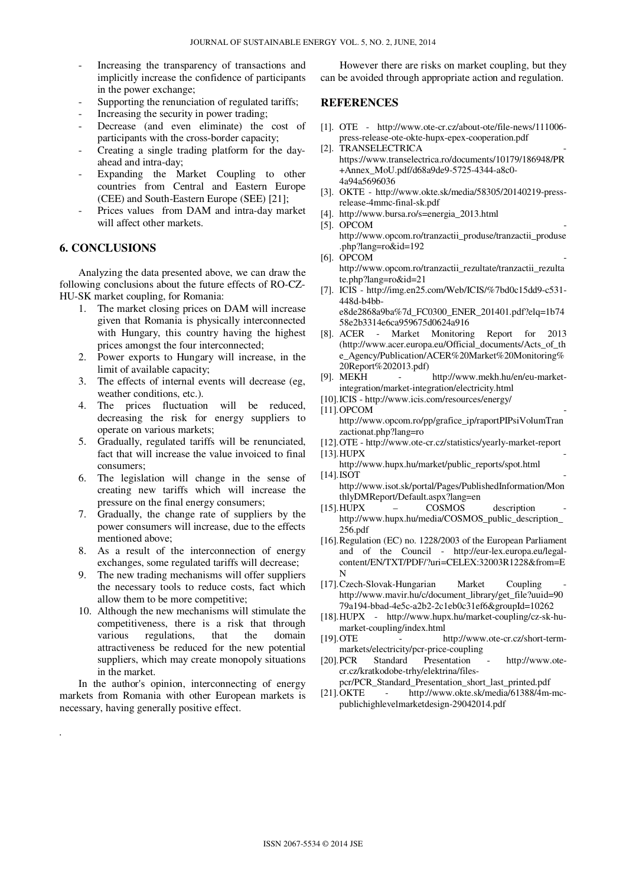- Increasing the transparency of transactions and implicitly increase the confidence of participants in the power exchange;
- Supporting the renunciation of regulated tariffs;
- Increasing the security in power trading;
- Decrease (and even eliminate) the cost of participants with the cross-border capacity;
- Creating a single trading platform for the day-ahead and intra-day;
- Expanding the Market Coupling to other countries from Central and Eastern Europe (CEE) and South-Eastern Europe (SEE) [21];
- Prices values from DAM and intra-day market will affect other markets.

## 6. CONCLUSIONS

Analyzing the data presented above, we can draw the following conclusions about the future effects of RO-CZ-HU-SK market coupling, for Romania:

1. The market closing prices on DAM will increase given that Romania is physically interconnected with Hungary, this country having the highest prices amongst the four interconnected;
2. Power exports to Hungary will increase, in the limit of available capacity;
3. The effects of internal events will decrease (eg, weather conditions, etc.).
4. The prices fluctuation will be reduced, decreasing the risk for energy suppliers to operate on various markets;
5. Gradually, regulated tariffs will be renunciated, fact that will increase the value invoiced to final consumers;
6. The legislation will change in the sense of creating new tariffs which will increase the pressure on the final energy consumers;
7. Gradually, the change rate of suppliers by the power consumers will increase, due to the effects mentioned above;
8. As a result of the interconnection of energy exchanges, some regulated tariffs will decrease;
9. The new trading mechanisms will offer suppliers the necessary tools to reduce costs, fact which allow them to be more competitive;
10. Although the new mechanisms will stimulate the competitiveness, there is a risk that through various regulations, that the domain attractiveness be reduced for the new potential suppliers, which may create monopoly situations in the market.

In the author's opinion, interconnecting of energy markets from Romania with other European markets is necessary, having generally positive effect.

However there are risks on market coupling, but they can be avoided through appropriate action and regulation.

## REFERENCES

[1]. OTE - http://www.ote-cr.cz/about-ote/file-news/111006-press-release-ote-okte-hupx-epex-cooperation.pdf

[2]. TRANSELECTRICA - https://www.transelectrica.ro/documents/10179/186948/PR+Annex_MoU.pdf/d68a9de9-5725-4344-a8c0-4a94a5696036

[3]. OKTE - http://www.okte.sk/media/58305/20140219-press-release-4mmc-final-sk.pdf

[4]. http://www.bursa.ro/s=energia_2013.html

[5]. OPCOM - http://www.opcom.ro/tranzactii_produse/tranzactii_produse.php?lang=ro&id=192

[6]. OPCOM - http://www.opcom.ro/tranzactii_rezultate/tranzactii_rezultate.php?lang=ro&id=21

[7]. ICIS - http://img.en25.com/Web/ICIS/%7bd0c15dd9-c531-448d-b4bb-e8de2868a9ba%7d_FC0300_ENER_201401.pdf?elq=1b7458e2b3314e6ca959675d0624a916

[8]. ACER - Market Monitoring Report for 2013 (http://www.acer.europa.eu/Official_documents/Acts_of_the_Agency/Publication/ACER%20Market%20Monitoring%20Report%202013.pdf)

[9]. MEKH - http://www.mekh.hu/en/eu-market-integration/market-integration/electricity.html

[10]. ICIS - http://www.icis.com/resources/energy/

[11]. OPCOM - http://www.opcom.ro/pp/grafice_ip/raportPIPsiVolumTranzactionat.php?lang=ro

[12]. OTE - http://www.ote-cr.cz/statistics/yearly-market-report

[13]. HUPX - http://www.hupx.hu/market/public_reports/spot.html

[14]. ISOT - http://www.isot.sk/portal/Pages/PublishedInformation/MonthlyDMReport/Default.aspx?lang=en

[15]. HUPX – COSMOS description - http://www.hupx.hu/media/COSMOS_public_description_256.pdf

[16]. Regulation (EC) no. 1228/2003 of the European Parliament and of the Council - http://eur-lex.europa.eu/legal-content/EN/TXT/PDF/?uri=CELEX:32003R1228&from=EN

[17]. Czech-Slovak-Hungarian Market Coupling - http://www.mavir.hu/c/document_library/get_file?uuid=9079a194-bbad-4e5c-a2b2-2c1eb0c31ef6&groupId=10262

[18]. HUPX - http://www.hupx.hu/market-coupling/cz-sk-hu-market-coupling/index.html

[19]. OTE - http://www.ote-cr.cz/short-term-markets/electricity/pcr-price-coupling

[20]. PCR Standard Presentation - http://www.ote-cr.cz/kratkodobe-trhy/elektrina/files-pcr/PCR_Standard_Presentation_short_last_printed.pdf

[21]. OKTE - http://www.okte.sk/media/61388/4m-mc-publichighlevelmarketdesign-29042014.pdf